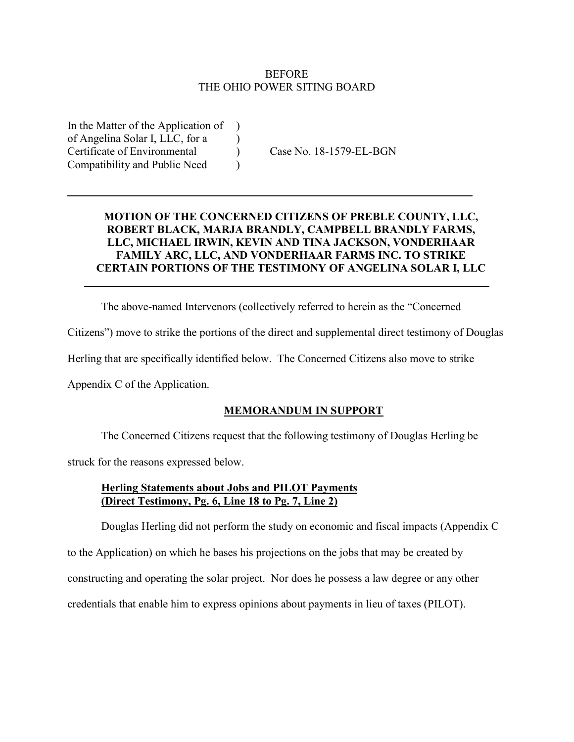BEFORE
THE OHIO POWER SITING BOARD

| | | |
|---|---|---|
| In the Matter of the Application of of Angelina Solar I, LLC, for a Certificate of Environmental Compatibility and Public Need | ) ) ) ) | Case No. 18-1579-EL-BGN |

---

**MOTION OF THE CONCERNED CITIZENS OF PREBLE COUNTY, LLC, ROBERT BLACK, MARJA BRANDLY, CAMPBELL BRANDLY FARMS, LLC, MICHAEL IRWIN, KEVIN AND TINA JACKSON, VONDERHAAR FAMILY ARC, LLC, AND VONDERHAAR FARMS INC. TO STRIKE CERTAIN PORTIONS OF THE TESTIMONY OF ANGELINA SOLAR I, LLC**

---

The above-named Intervenors (collectively referred to herein as the "Concerned Citizens") move to strike the portions of the direct and supplemental direct testimony of Douglas Herling that are specifically identified below. The Concerned Citizens also move to strike Appendix C of the Application.

## MEMORANDUM IN SUPPORT

The Concerned Citizens request that the following testimony of Douglas Herling be struck for the reasons expressed below.

### Herling Statements about Jobs and PILOT Payments (Direct Testimony, Pg. 6, Line 18 to Pg. 7, Line 2)

Douglas Herling did not perform the study on economic and fiscal impacts (Appendix C to the Application) on which he bases his projections on the jobs that may be created by constructing and operating the solar project. Nor does he possess a law degree or any other credentials that enable him to express opinions about payments in lieu of taxes (PILOT).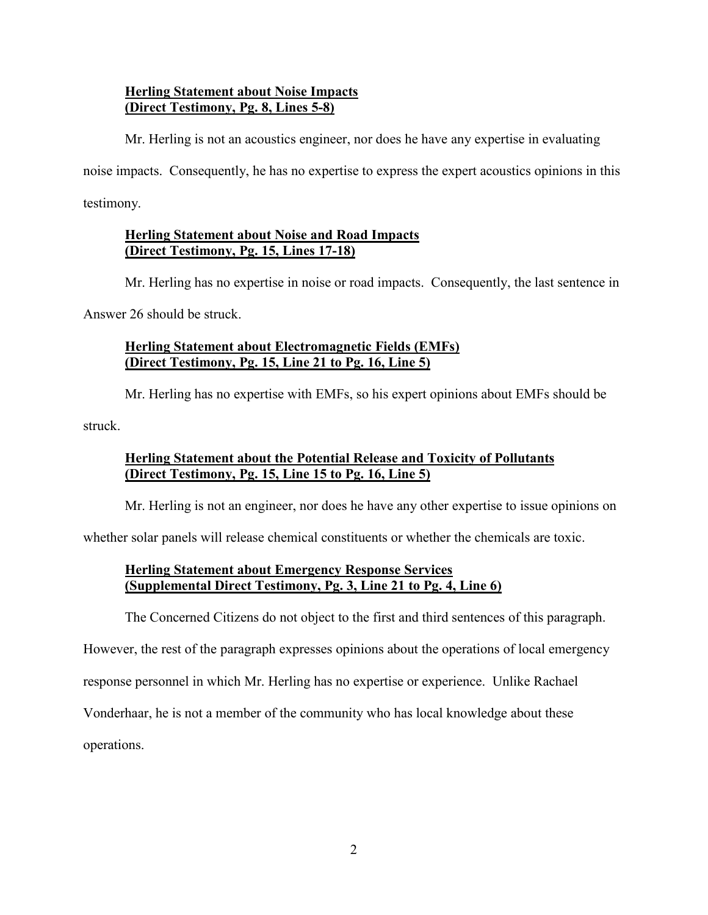**Herling Statement about Noise Impacts**
**(Direct Testimony, Pg. 8, Lines 5-8)**

Mr. Herling is not an acoustics engineer, nor does he have any expertise in evaluating noise impacts. Consequently, he has no expertise to express the expert acoustics opinions in this testimony.

**Herling Statement about Noise and Road Impacts**
**(Direct Testimony, Pg. 15, Lines 17-18)**

Mr. Herling has no expertise in noise or road impacts. Consequently, the last sentence in Answer 26 should be struck.

**Herling Statement about Electromagnetic Fields (EMFs)**
**(Direct Testimony, Pg. 15, Line 21 to Pg. 16, Line 5)**

Mr. Herling has no expertise with EMFs, so his expert opinions about EMFs should be struck.

**Herling Statement about the Potential Release and Toxicity of Pollutants**
**(Direct Testimony, Pg. 15, Line 15 to Pg. 16, Line 5)**

Mr. Herling is not an engineer, nor does he have any other expertise to issue opinions on whether solar panels will release chemical constituents or whether the chemicals are toxic.

**Herling Statement about Emergency Response Services**
**(Supplemental Direct Testimony, Pg. 3, Line 21 to Pg. 4, Line 6)**

The Concerned Citizens do not object to the first and third sentences of this paragraph. However, the rest of the paragraph expresses opinions about the operations of local emergency response personnel in which Mr. Herling has no expertise or experience. Unlike Rachael Vonderhaar, he is not a member of the community who has local knowledge about these operations.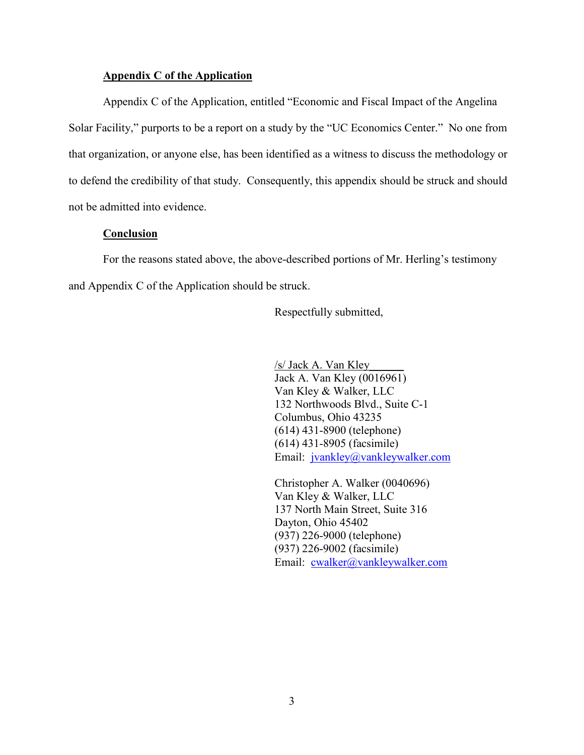**Appendix C of the Application**

Appendix C of the Application, entitled "Economic and Fiscal Impact of the Angelina Solar Facility," purports to be a report on a study by the "UC Economics Center." No one from that organization, or anyone else, has been identified as a witness to discuss the methodology or to defend the credibility of that study. Consequently, this appendix should be struck and should not be admitted into evidence.

**Conclusion**

For the reasons stated above, the above-described portions of Mr. Herling's testimony and Appendix C of the Application should be struck.

Respectfully submitted,

/s/ Jack A. Van Kley
Jack A. Van Kley (0016961)
Van Kley & Walker, LLC
132 Northwoods Blvd., Suite C-1
Columbus, Ohio 43235
(614) 431-8900 (telephone)
(614) 431-8905 (facsimile)
Email: jvankley@vankleywalker.com

Christopher A. Walker (0040696)
Van Kley & Walker, LLC
137 North Main Street, Suite 316
Dayton, Ohio 45402
(937) 226-9000 (telephone)
(937) 226-9002 (facsimile)
Email: cwalker@vankleywalker.com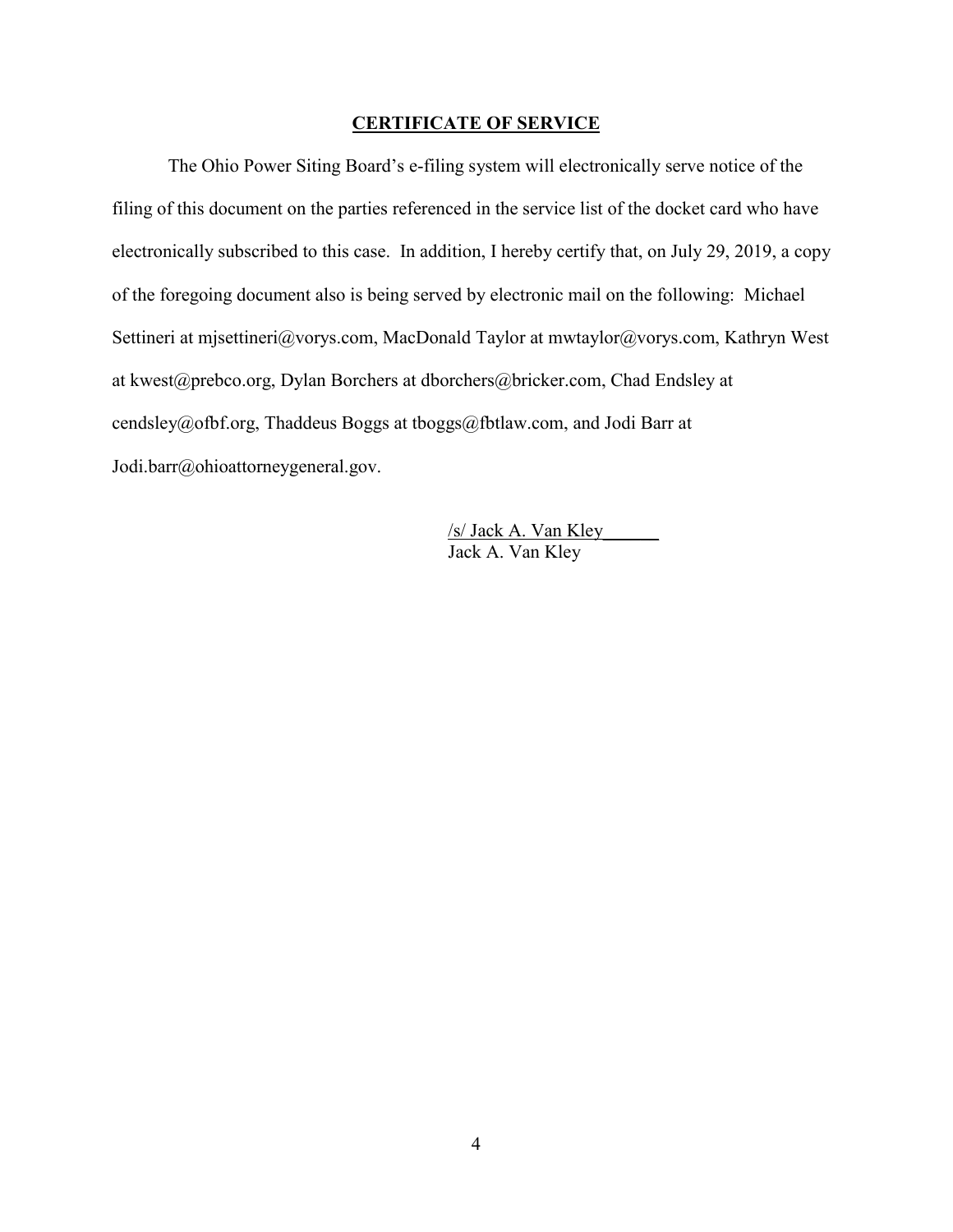**CERTIFICATE OF SERVICE**

The Ohio Power Siting Board's e-filing system will electronically serve notice of the filing of this document on the parties referenced in the service list of the docket card who have electronically subscribed to this case. In addition, I hereby certify that, on July 29, 2019, a copy of the foregoing document also is being served by electronic mail on the following: Michael Settineri at mjsettineri@vorys.com, MacDonald Taylor at mwtaylor@vorys.com, Kathryn West at kwest@prebco.org, Dylan Borchers at dborchers@bricker.com, Chad Endsley at cendsley@ofbf.org, Thaddeus Boggs at tboggs@fbtlaw.com, and Jodi Barr at Jodi.barr@ohioattorneygeneral.gov.

/s/ Jack A. Van Kley
Jack A. Van Kley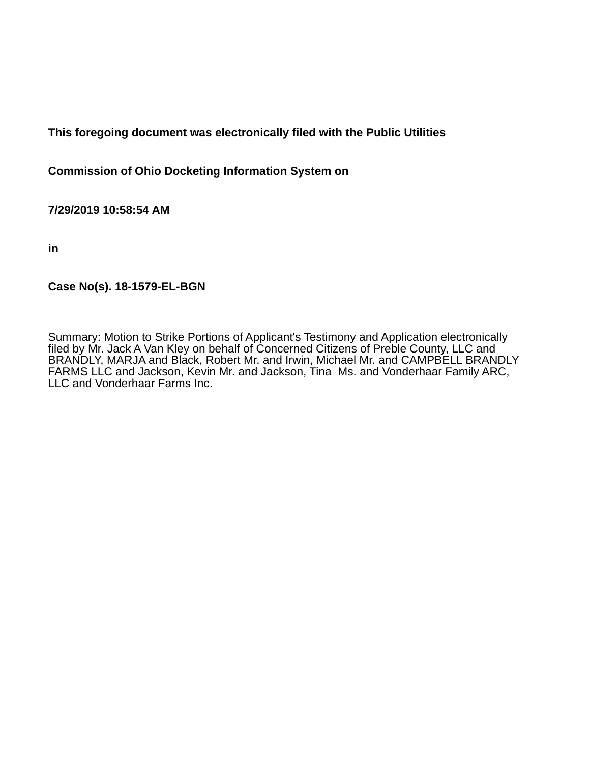**This foregoing document was electronically filed with the Public Utilities**

**Commission of Ohio Docketing Information System on**

**7/29/2019 10:58:54 AM**

**in**

**Case No(s). 18-1579-EL-BGN**

Summary: Motion to Strike Portions of Applicant's Testimony and Application electronically filed by Mr. Jack A Van Kley on behalf of Concerned Citizens of Preble County, LLC and BRANDLY, MARJA and Black, Robert Mr. and Irwin, Michael Mr. and CAMPBELL BRANDLY FARMS LLC and Jackson, Kevin Mr. and Jackson, Tina Ms. and Vonderhaar Family ARC, LLC and Vonderhaar Farms Inc.